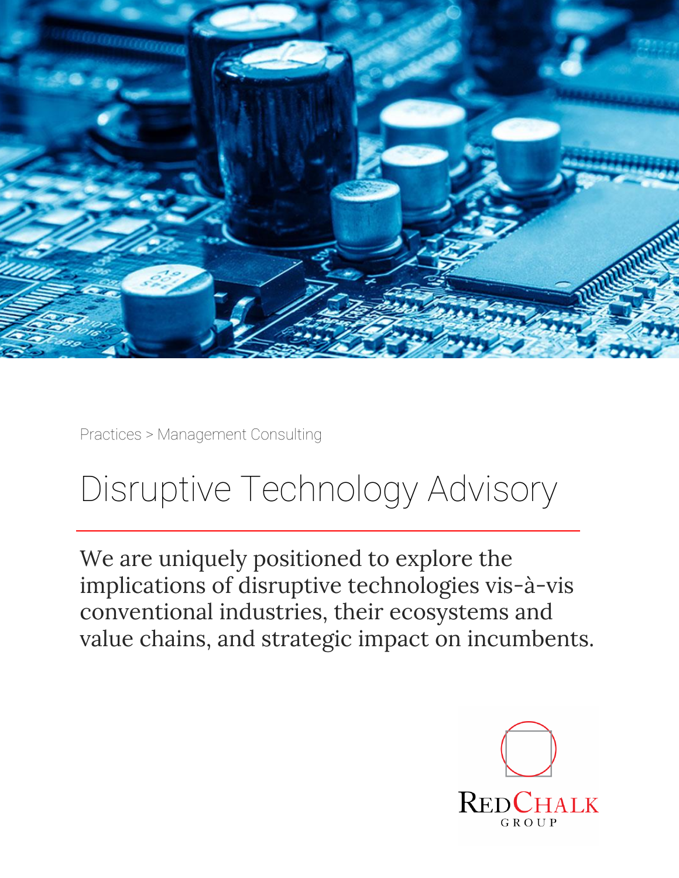Practices > Management Consulting

# Disruptive Technology Advisory

We are uniquely positioned to explore the implications of disruptive technologies vis-à-vis conventional industries, their ecosystems and value chains, and strategic impact on incumbents.

RedChalk Group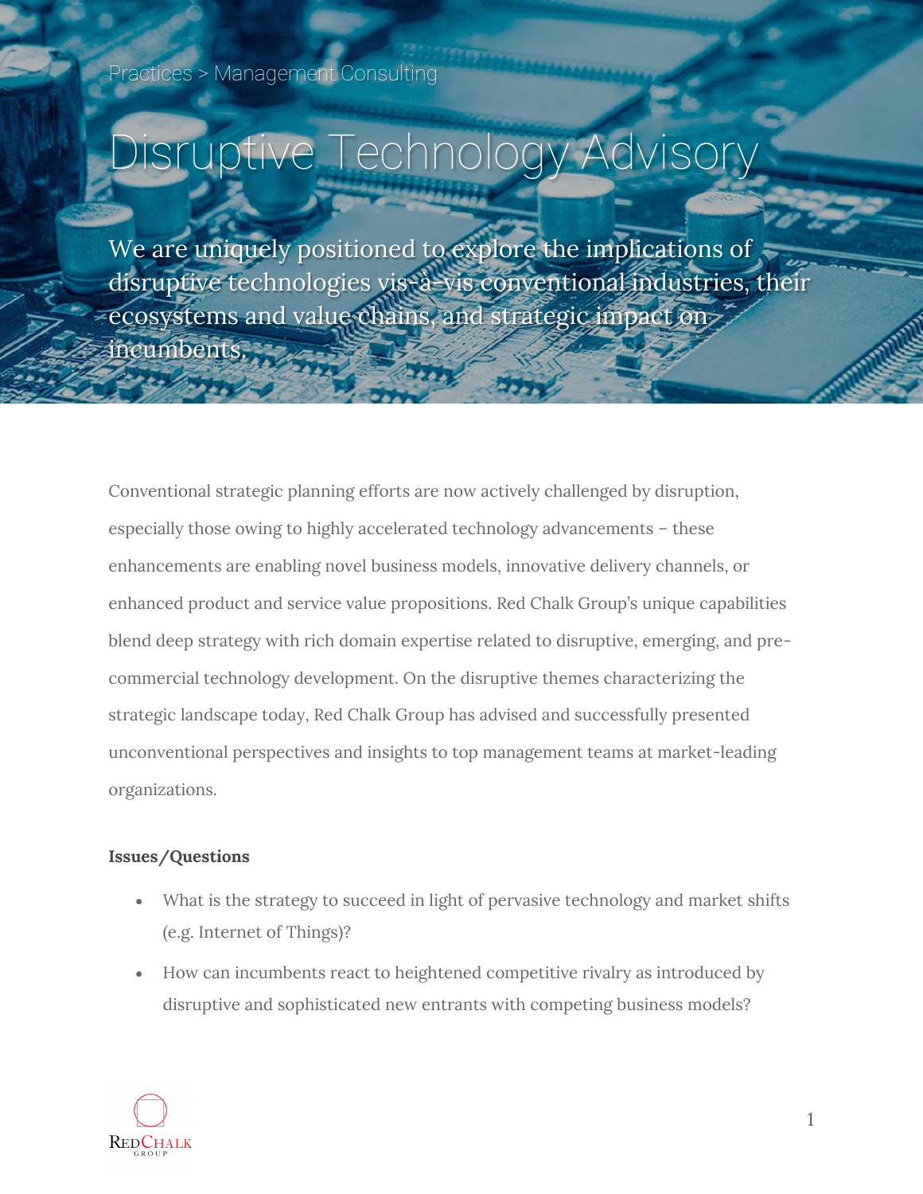Practices > Management Consulting

# Disruptive Technology Advisory

We are uniquely positioned to explore the implications of disruptive technologies vis-à-vis conventional industries, their ecosystems and value chains, and strategic impact on incumbents.

Conventional strategic planning efforts are now actively challenged by disruption, especially those owing to highly accelerated technology advancements – these enhancements are enabling novel business models, innovative delivery channels, or enhanced product and service value propositions. Red Chalk Group's unique capabilities blend deep strategy with rich domain expertise related to disruptive, emerging, and pre-commercial technology development. On the disruptive themes characterizing the strategic landscape today, Red Chalk Group has advised and successfully presented unconventional perspectives and insights to top management teams at market-leading organizations.

**Issues/Questions**

- What is the strategy to succeed in light of pervasive technology and market shifts (e.g. Internet of Things)?
- How can incumbents react to heightened competitive rivalry as introduced by disruptive and sophisticated new entrants with competing business models?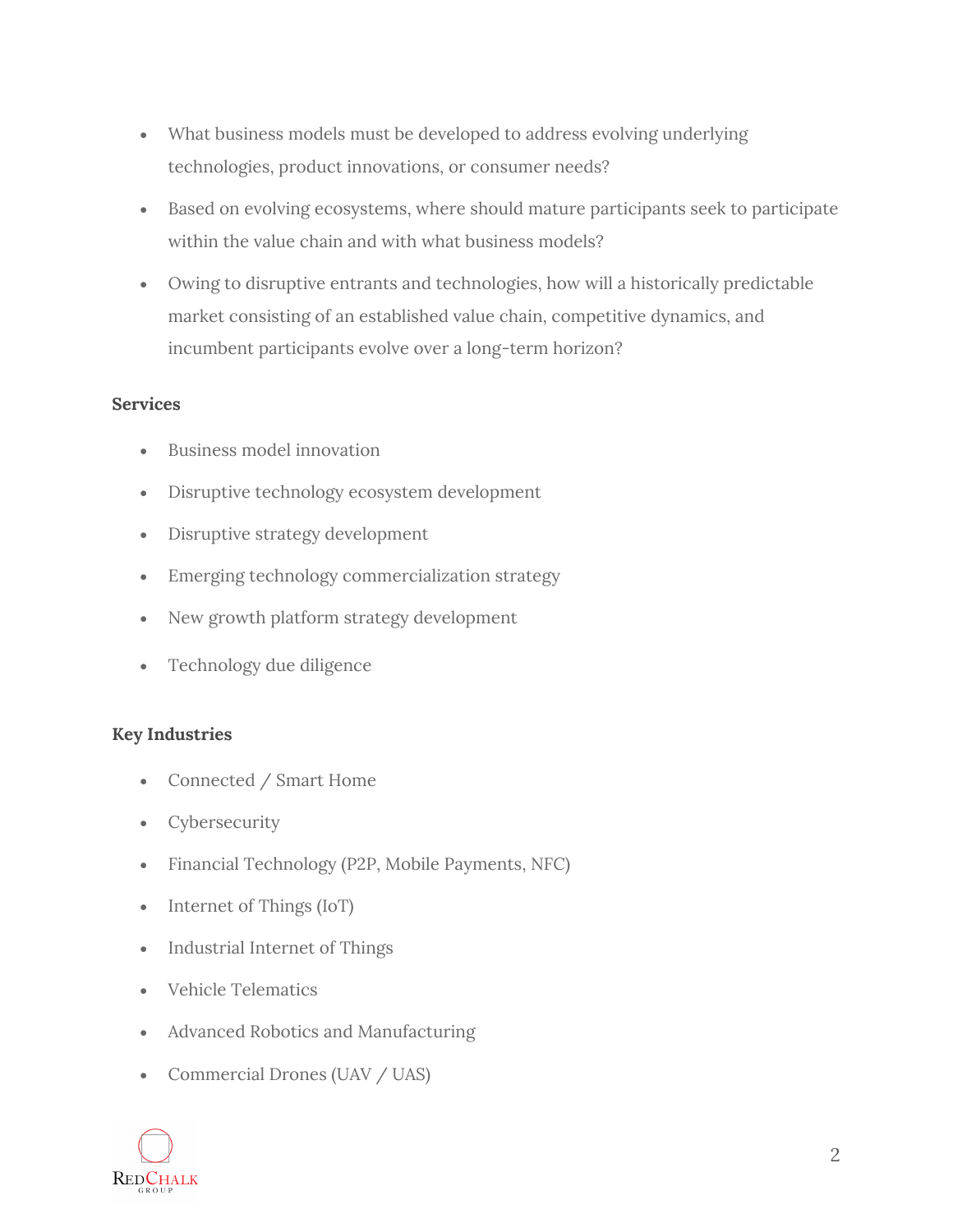- What business models must be developed to address evolving underlying technologies, product innovations, or consumer needs?
- Based on evolving ecosystems, where should mature participants seek to participate within the value chain and with what business models?
- Owing to disruptive entrants and technologies, how will a historically predictable market consisting of an established value chain, competitive dynamics, and incumbent participants evolve over a long-term horizon?

**Services**

- Business model innovation
- Disruptive technology ecosystem development
- Disruptive strategy development
- Emerging technology commercialization strategy
- New growth platform strategy development
- Technology due diligence

**Key Industries**

- Connected / Smart Home
- Cybersecurity
- Financial Technology (P2P, Mobile Payments, NFC)
- Internet of Things (IoT)
- Industrial Internet of Things
- Vehicle Telematics
- Advanced Robotics and Manufacturing
- Commercial Drones (UAV / UAS)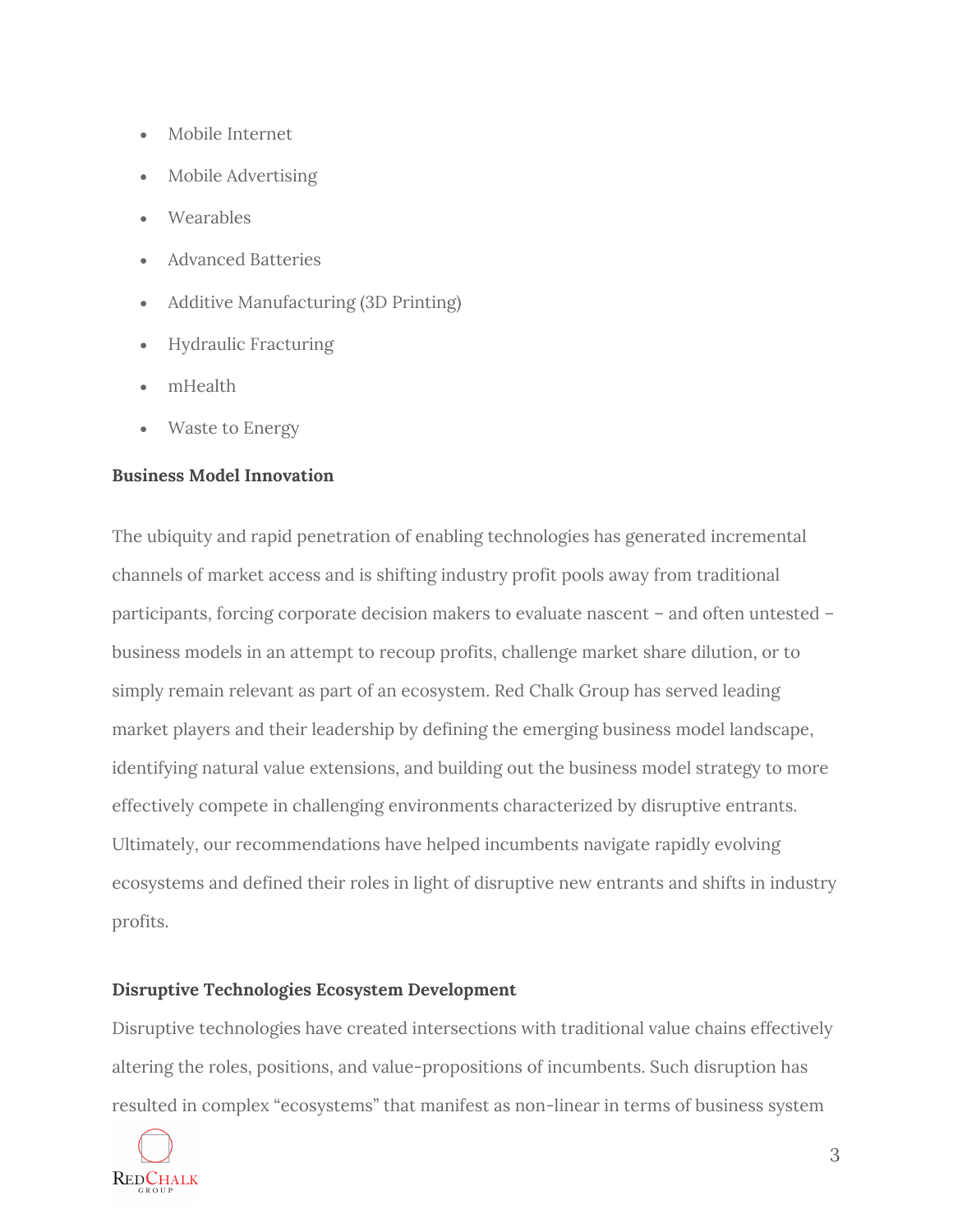- Mobile Internet
- Mobile Advertising
- Wearables
- Advanced Batteries
- Additive Manufacturing (3D Printing)
- Hydraulic Fracturing
- mHealth
- Waste to Energy

**Business Model Innovation**

The ubiquity and rapid penetration of enabling technologies has generated incremental channels of market access and is shifting industry profit pools away from traditional participants, forcing corporate decision makers to evaluate nascent – and often untested – business models in an attempt to recoup profits, challenge market share dilution, or to simply remain relevant as part of an ecosystem. Red Chalk Group has served leading market players and their leadership by defining the emerging business model landscape, identifying natural value extensions, and building out the business model strategy to more effectively compete in challenging environments characterized by disruptive entrants. Ultimately, our recommendations have helped incumbents navigate rapidly evolving ecosystems and defined their roles in light of disruptive new entrants and shifts in industry profits.

**Disruptive Technologies Ecosystem Development**

Disruptive technologies have created intersections with traditional value chains effectively altering the roles, positions, and value-propositions of incumbents. Such disruption has resulted in complex "ecosystems" that manifest as non-linear in terms of business system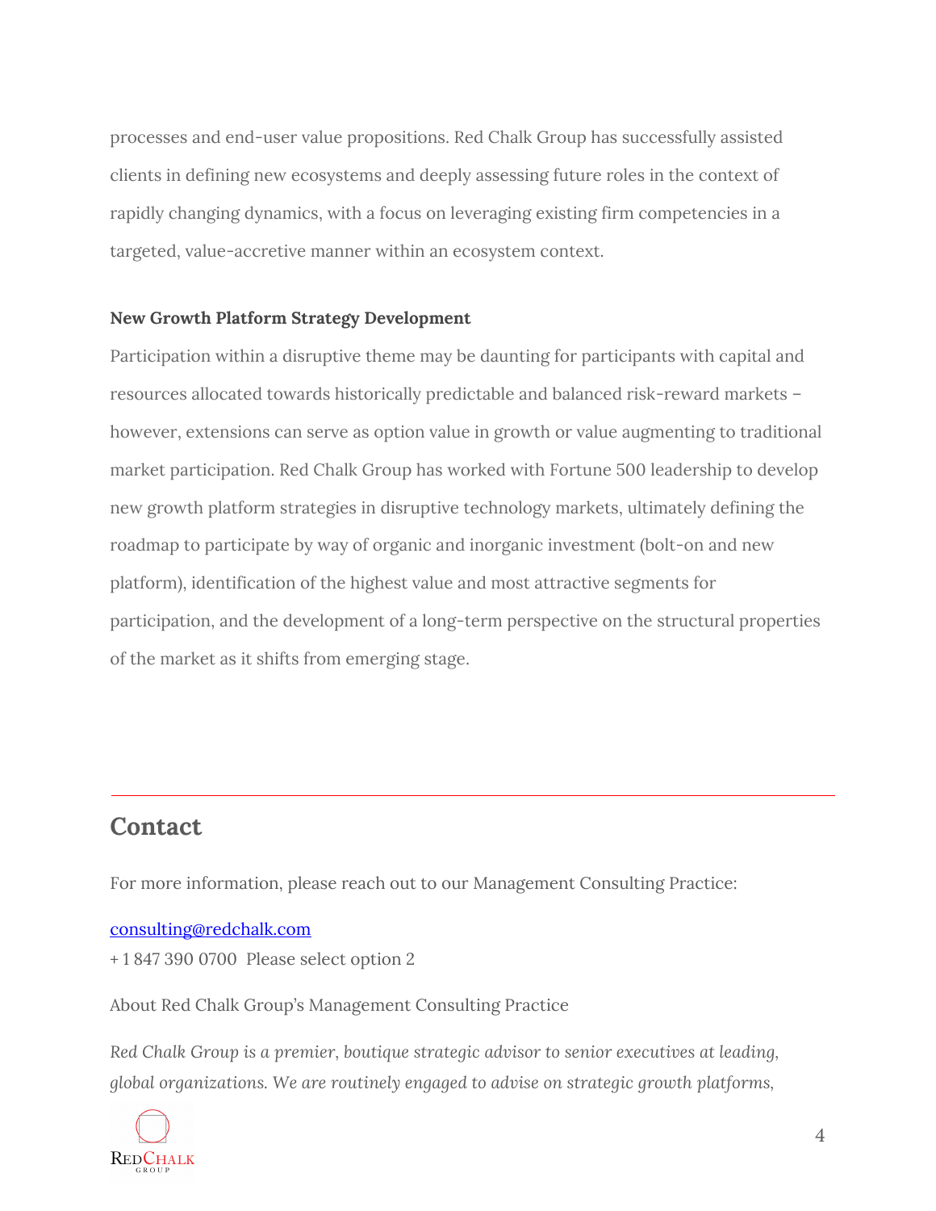processes and end-user value propositions. Red Chalk Group has successfully assisted clients in defining new ecosystems and deeply assessing future roles in the context of rapidly changing dynamics, with a focus on leveraging existing firm competencies in a targeted, value-accretive manner within an ecosystem context.

**New Growth Platform Strategy Development**

Participation within a disruptive theme may be daunting for participants with capital and resources allocated towards historically predictable and balanced risk-reward markets – however, extensions can serve as option value in growth or value augmenting to traditional market participation. Red Chalk Group has worked with Fortune 500 leadership to develop new growth platform strategies in disruptive technology markets, ultimately defining the roadmap to participate by way of organic and inorganic investment (bolt-on and new platform), identification of the highest value and most attractive segments for participation, and the development of a long-term perspective on the structural properties of the market as it shifts from emerging stage.

---

## Contact

For more information, please reach out to our Management Consulting Practice:

[consulting@redchalk.com](mailto:consulting@redchalk.com)
+ 1 847 390 0700 Please select option 2

About Red Chalk Group's Management Consulting Practice

*Red Chalk Group is a premier, boutique strategic advisor to senior executives at leading, global organizations. We are routinely engaged to advise on strategic growth platforms,*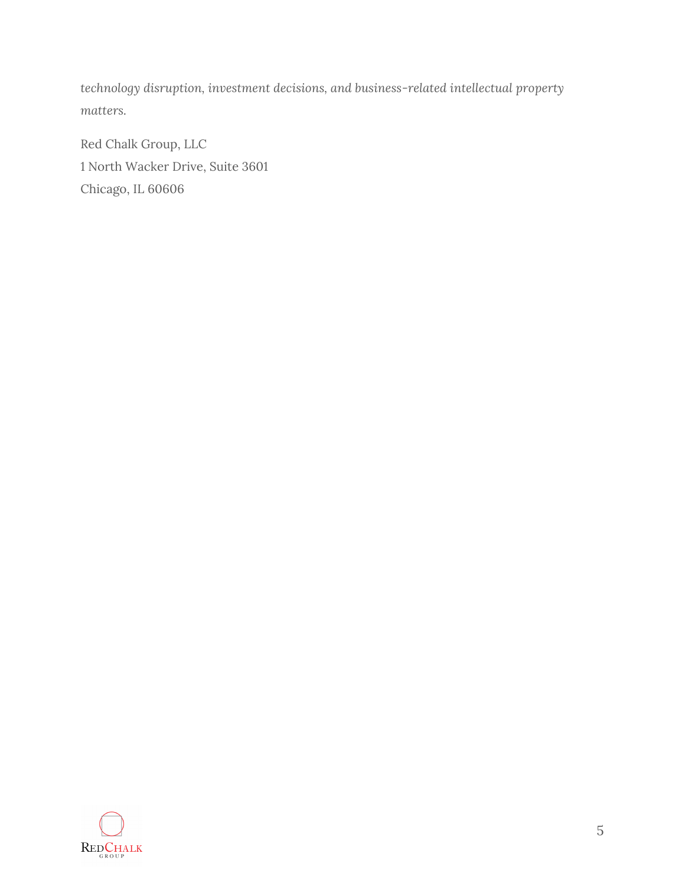*technology disruption, investment decisions, and business-related intellectual property matters.*

Red Chalk Group, LLC
1 North Wacker Drive, Suite 3601
Chicago, IL 60606